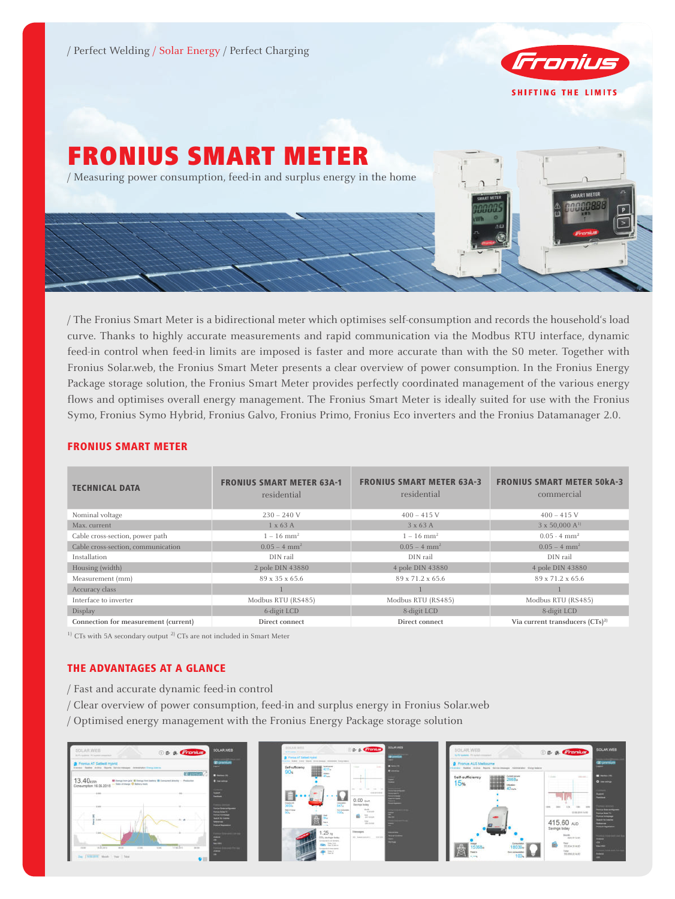/ Perfect Welding / Solar Energy / Perfect Charging

SHIFTING THE LIMITS

# FRONIUS SMART METER

/ Measuring power consumption, feed-in and surplus energy in the home

/ The Fronius Smart Meter is a bidirectional meter which optimises self-consumption and records the household's load curve. Thanks to highly accurate measurements and rapid communication via the Modbus RTU interface, dynamic feed-in control when feed-in limits are imposed is faster and more accurate than with the S0 meter. Together with Fronius Solar.web, the Fronius Smart Meter presents a clear overview of power consumption. In the Fronius Energy Package storage solution, the Fronius Smart Meter provides perfectly coordinated management of the various energy flows and optimises overall energy management. The Fronius Smart Meter is ideally suited for use with the Fronius Symo, Fronius Symo Hybrid, Fronius Galvo, Fronius Primo, Fronius Eco inverters and the Fronius Datamanager 2.0.

## FRONIUS SMART METER

| TECHNICAL DATA | FRONIUS SMART METER 63A-1 residential | FRONIUS SMART METER 63A-3 residential | FRONIUS SMART METER 50kA-3 commercial |
|---|---|---|---|
| Nominal voltage | 230 – 240 V | 400 – 415 V | 400 – 415 V |
| Max. current | 1 x 63 A | 3 x 63 A | 3 x 50,000 A[1] |
| Cable cross-section, power path | 1 – 16 mm² | 1 – 16 mm² | 0.05 - 4 mm² |
| Cable cross-section, communication | 0.05 – 4 mm² | 0.05 – 4 mm² | 0.05 – 4 mm² |
| Installation | DIN rail | DIN rail | DIN rail |
| Housing (width) | 2 pole DIN 43880 | 4 pole DIN 43880 | 4 pole DIN 43880 |
| Measurement (mm) | 89 x 35 x 65.6 | 89 x 71.2 x 65.6 | 89 x 71.2 x 65.6 |
| Accuracy class | 1 | 1 | 1 |
| Interface to inverter | Modbus RTU (RS485) | Modbus RTU (RS485) | Modbus RTU (RS485) |
| Display | 6-digit LCD | 8-digit LCD | 8-digit LCD |
| **Connection for measurement (current)** | **Direct connect** | **Direct connect** | **Via current transducers (CTs)[2]** |

[1] CTs with 5A secondary output [2] CTs are not included in Smart Meter

## THE ADVANTAGES AT A GLANCE

/ Fast and accurate dynamic feed-in control
/ Clear overview of power consumption, feed-in and surplus energy in Fronius Solar.web
/ Optimised energy management with the Fronius Energy Package storage solution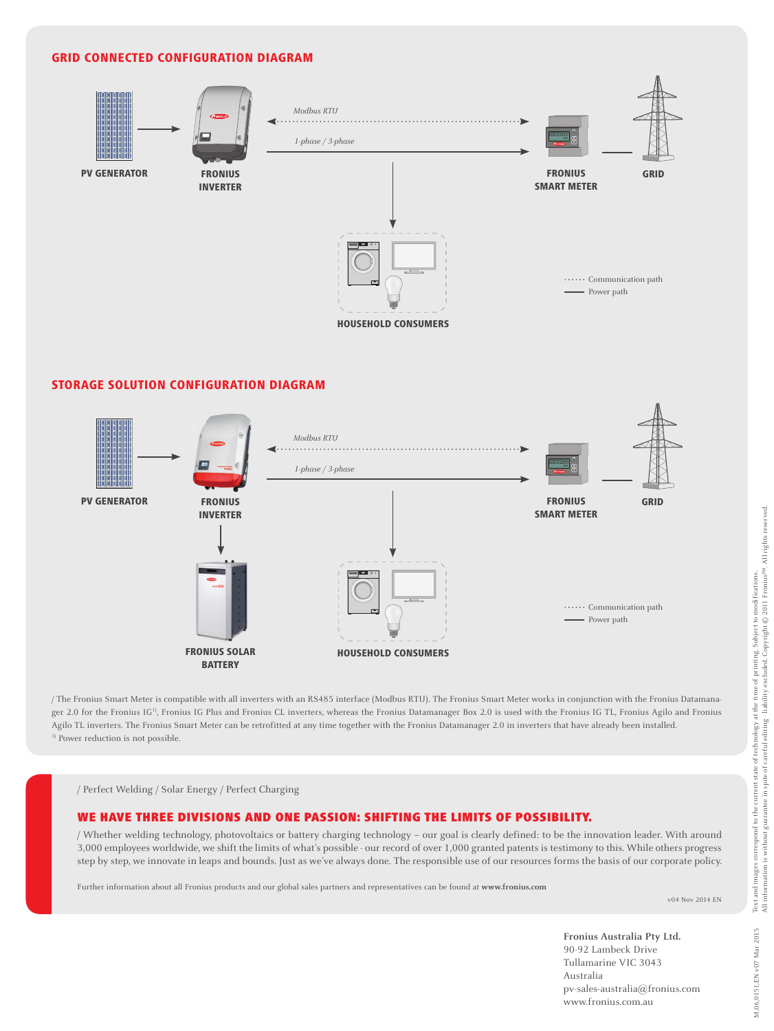## GRID CONNECTED CONFIGURATION DIAGRAM

PV GENERATOR

FRONIUS INVERTER

*Modbus RTU*

*1-phase / 3-phase*

FRONIUS SMART METER

GRID

HOUSEHOLD CONSUMERS

...... Communication path

—— Power path

## STORAGE SOLUTION CONFIGURATION DIAGRAM

PV GENERATOR

FRONIUS INVERTER

*Modbus RTU*

*1-phase / 3-phase*

FRONIUS SMART METER

GRID

FRONIUS SOLAR BATTERY

HOUSEHOLD CONSUMERS

...... Communication path

—— Power path

/ The Fronius Smart Meter is compatible with all inverters with an RS485 interface (Modbus RTU). The Fronius Smart Meter works in conjunction with the Fronius Datamanager 2.0 for the Fronius IG[1], Fronius IG Plus and Fronius CL inverters, whereas the Fronius Datamanager Box 2.0 is used with the Fronius IG TL, Fronius Agilo and Fronius Agilo TL inverters. The Fronius Smart Meter can be retrofitted at any time together with the Fronius Datamanager 2.0 in inverters that have already been installed.

[1] Power reduction is not possible.

/ Perfect Welding / Solar Energy / Perfect Charging

### WE HAVE THREE DIVISIONS AND ONE PASSION: SHIFTING THE LIMITS OF POSSIBILITY.

/ Whether welding technology, photovoltaics or battery charging technology – our goal is clearly defined: to be the innovation leader. With around 3,000 employees worldwide, we shift the limits of what's possible - our record of over 1,000 granted patents is testimony to this. While others progress step by step, we innovate in leaps and bounds. Just as we've always done. The responsible use of our resources forms the basis of our corporate policy.

Further information about all Fronius products and our global sales partners and representatives can be found at **www.fronius.com**

v04 Nov 2014 EN

**Fronius Australia Pty Ltd.**
90-92 Lambeck Drive
Tullamarine VIC 3043
Australia
pv-sales-australia@fronius.com
www.fronius.com.au

Text and images correspond to the current state of technology at the time of printing. Subject to modifications.
All information is without guarantee in spite of careful editing - liability excluded. Copyright © 2011 Fronius™. All rights reserved.

M,06,0151,EN v07 Mar 2015